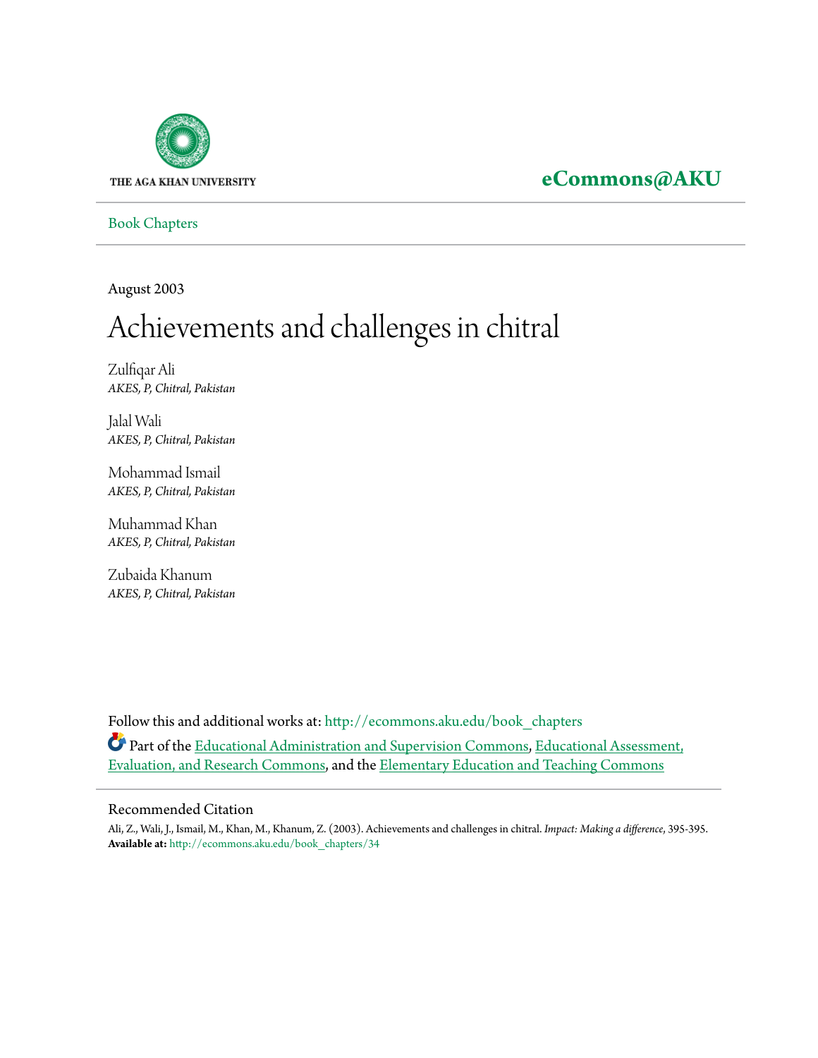THE AGA KHAN UNIVERSITY

**eCommons@AKU**

Book Chapters

August 2003

# Achievements and challenges in chitral

Zulfiqar Ali
*AKES, P, Chitral, Pakistan*

Jalal Wali
*AKES, P, Chitral, Pakistan*

Mohammad Ismail
*AKES, P, Chitral, Pakistan*

Muhammad Khan
*AKES, P, Chitral, Pakistan*

Zubaida Khanum
*AKES, P, Chitral, Pakistan*

Follow this and additional works at: http://ecommons.aku.edu/book_chapters

Part of the Educational Administration and Supervision Commons, Educational Assessment, Evaluation, and Research Commons, and the Elementary Education and Teaching Commons

## Recommended Citation

Ali, Z., Wali, J., Ismail, M., Khan, M., Khanum, Z. (2003). Achievements and challenges in chitral. *Impact: Making a difference*, 395-395.
**Available at:** http://ecommons.aku.edu/book_chapters/34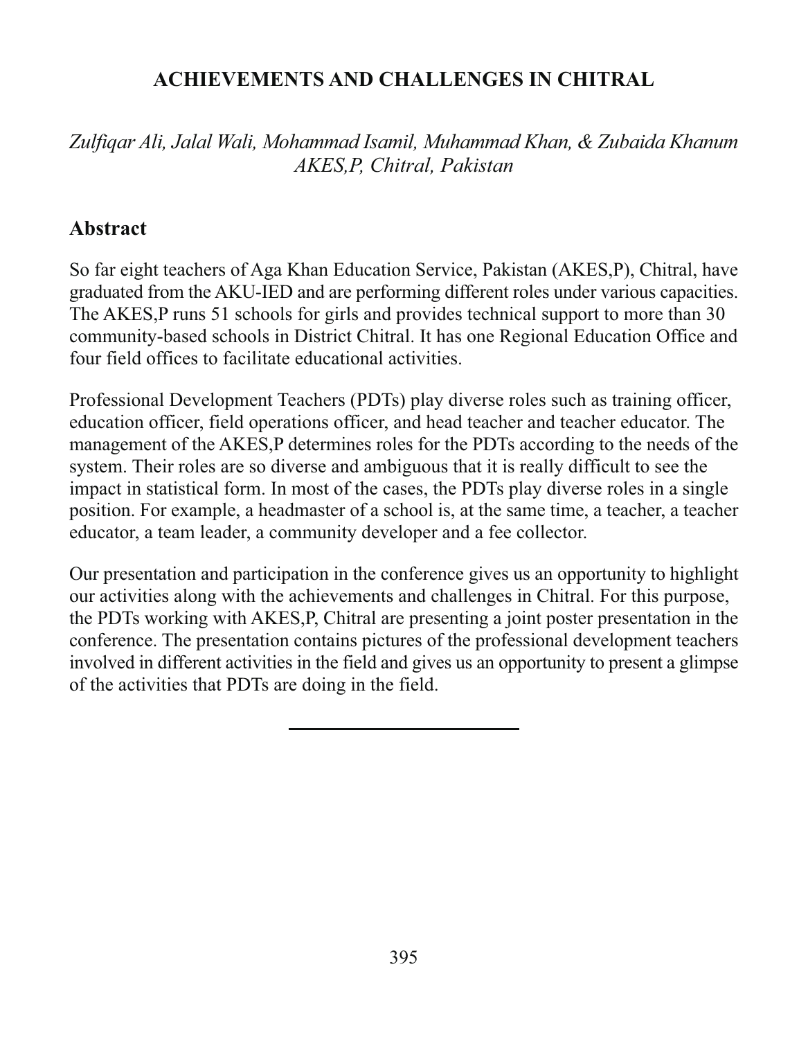# ACHIEVEMENTS AND CHALLENGES IN CHITRAL

*Zulfiqar Ali, Jalal Wali, Mohammad Isamil, Muhammad Khan, & Zubaida Khanum*
*AKES,P, Chitral, Pakistan*

## Abstract

So far eight teachers of Aga Khan Education Service, Pakistan (AKES,P), Chitral, have graduated from the AKU-IED and are performing different roles under various capacities. The AKES,P runs 51 schools for girls and provides technical support to more than 30 community-based schools in District Chitral. It has one Regional Education Office and four field offices to facilitate educational activities.

Professional Development Teachers (PDTs) play diverse roles such as training officer, education officer, field operations officer, and head teacher and teacher educator. The management of the AKES,P determines roles for the PDTs according to the needs of the system. Their roles are so diverse and ambiguous that it is really difficult to see the impact in statistical form. In most of the cases, the PDTs play diverse roles in a single position. For example, a headmaster of a school is, at the same time, a teacher, a teacher educator, a team leader, a community developer and a fee collector.

Our presentation and participation in the conference gives us an opportunity to highlight our activities along with the achievements and challenges in Chitral. For this purpose, the PDTs working with AKES,P, Chitral are presenting a joint poster presentation in the conference. The presentation contains pictures of the professional development teachers involved in different activities in the field and gives us an opportunity to present a glimpse of the activities that PDTs are doing in the field.